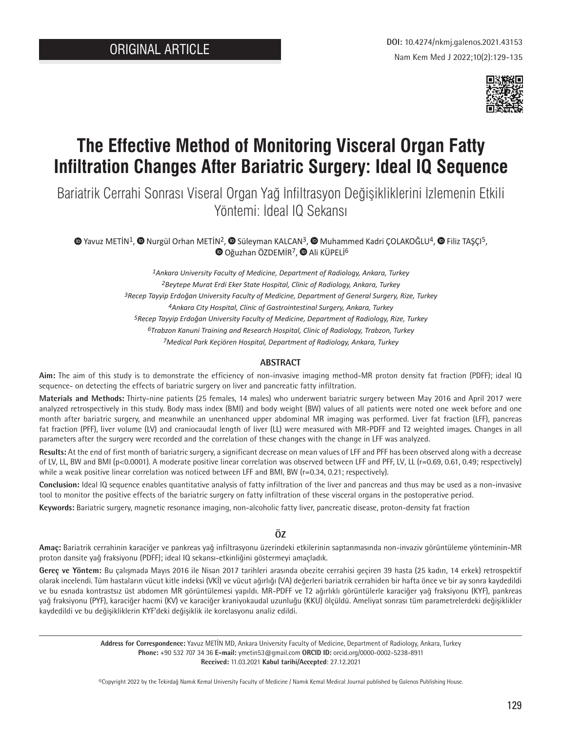ORIGINAL ARTICLE

DOI: 10.4274/nkmj.galenos.2021.43153

# The Effective Method of Monitoring Visceral Organ Fatty Infiltration Changes After Bariatric Surgery: Ideal IQ Sequence

Bariatrik Cerrahi Sonrası Viseral Organ Yağ İnfiltrasyon Değişikliklerini İzlemenin Etkili Yöntemi: İdeal IQ Sekansı

Yavuz METİN[1], Nurgül Orhan METİN[2], Süleyman KALCAN[3], Muhammed Kadri ÇOLAKOĞLU[4], Filiz TAŞÇI[5], Oğuzhan ÖZDEMİR[7], Ali KÜPELİ[6]

*[1]Ankara University Faculty of Medicine, Department of Radiology, Ankara, Turkey*
*[2]Beytepe Murat Erdi Eker State Hospital, Clinic of Radiology, Ankara, Turkey*
*[3]Recep Tayyip Erdoğan University Faculty of Medicine, Department of General Surgery, Rize, Turkey*
*[4]Ankara City Hospital, Clinic of Gastrointestinal Surgery, Ankara, Turkey*
*[5]Recep Tayyip Erdoğan University Faculty of Medicine, Department of Radiology, Rize, Turkey*
*[6]Trabzon Kanuni Training and Research Hospital, Clinic of Radiology, Trabzon, Turkey*
*[7]Medical Park Keçiören Hospital, Department of Radiology, Ankara, Turkey*

## ABSTRACT

**Aim:** The aim of this study is to demonstrate the efficiency of non-invasive imaging method-MR proton density fat fraction (PDFF); ideal IQ sequence- on detecting the effects of bariatric surgery on liver and pancreatic fatty infiltration.

**Materials and Methods:** Thirty-nine patients (25 females, 14 males) who underwent bariatric surgery between May 2016 and April 2017 were analyzed retrospectively in this study. Body mass index (BMI) and body weight (BW) values of all patients were noted one week before and one month after bariatric surgery, and meanwhile an unenhanced upper abdominal MR imaging was performed. Liver fat fraction (LFF), pancreas fat fraction (PFF), liver volume (LV) and craniocaudal length of liver (LL) were measured with MR-PDFF and T2 weighted images. Changes in all parameters after the surgery were recorded and the correlation of these changes with the change in LFF was analyzed.

**Results:** At the end of first month of bariatric surgery, a significant decrease on mean values of LFF and PFF has been observed along with a decrease of LV, LL, BW and BMI ($p<0.0001$). A moderate positive linear correlation was observed between LFF and PFF, LV, LL ($r=0.69$, 0.61, 0.49; respectively) while a weak positive linear correlation was noticed between LFF and BMI, BW ($r=0.34$, 0.21; respectively).

**Conclusion:** Ideal IQ sequence enables quantitative analysis of fatty infiltration of the liver and pancreas and thus may be used as a non-invasive tool to monitor the positive effects of the bariatric surgery on fatty infiltration of these visceral organs in the postoperative period.

**Keywords:** Bariatric surgery, magnetic resonance imaging, non-alcoholic fatty liver, pancreatic disease, proton-density fat fraction

## ÖZ

**Amaç:** Bariatrik cerrahinin karaciğer ve pankreas yağ infiltrasyonu üzerindeki etkilerinin saptanmasında non-invaziv görüntüleme yönteminin-MR proton dansite yağ fraksiyonu (PDFF); ideal IQ sekansı-etkinliğini göstermeyi amaçladık.

**Gereç ve Yöntem:** Bu çalışmada Mayıs 2016 ile Nisan 2017 tarihleri arasında obezite cerrahisi geçiren 39 hasta (25 kadın, 14 erkek) retrospektif olarak incelendi. Tüm hastaların vücut kitle indeksi (VKİ) ve vücut ağırlığı (VA) değerleri bariatrik cerrahiden bir hafta önce ve bir ay sonra kaydedildi ve bu esnada kontrastsız üst abdomen MR görüntülemesi yapıldı. MR-PDFF ve T2 ağırlıklı görüntülerle karaciğer yağ fraksiyonu (KYF), pankreas yağ fraksiyonu (PYF), karaciğer hacmi (KV) ve karaciğer kraniyokaudal uzunluğu (KKU) ölçüldü. Ameliyat sonrası tüm parametrelerdeki değişiklikler kaydedildi ve bu değişikliklerin KYF'deki değişiklik ile korelasyonu analiz edildi.

**Address for Correspondence:** Yavuz METİN MD, Ankara University Faculty of Medicine, Department of Radiology, Ankara, Turkey
**Phone:** +90 532 707 34 36 **E-mail:** ymetin53@gmail.com **ORCID ID:** orcid.org/0000-0002-5238-8911
**Received:** 11.03.2021 **Kabul tarihi/Accepted**: 27.12.2021

©Copyright 2022 by the Tekirdağ Namık Kemal University Faculty of Medicine / Namık Kemal Medical Journal published by Galenos Publishing House.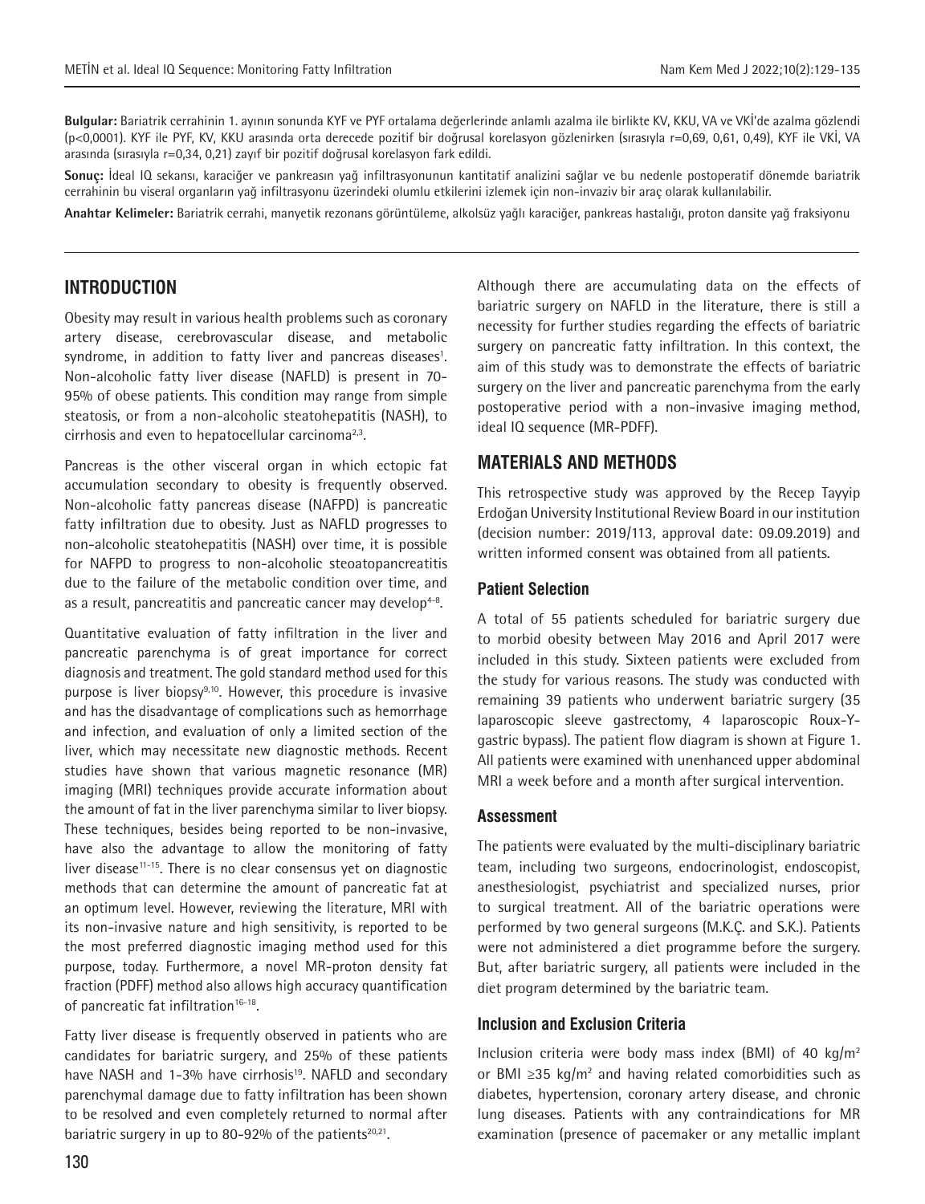**Bulgular:** Bariatrik cerrahinin 1. ayının sonunda KYF ve PYF ortalama değerlerinde anlamlı azalma ile birlikte KV, KKU, VA ve VKİ'de azalma gözlendi (p<0,0001). KYF ile PYF, KV, KKU arasında orta derecede pozitif bir doğrusal korelasyon gözlenirken (sırasıyla r=0,69, 0,61, 0,49), KYF ile VKİ, VA arasında (sırasıyla r=0,34, 0,21) zayıf bir pozitif doğrusal korelasyon fark edildi.

**Sonuç:** İdeal IQ sekansı, karaciğer ve pankreasın yağ infiltrasyonunun kantitatif analizini sağlar ve bu nedenle postoperatif dönemde bariatrik cerrahinin bu viseral organların yağ infiltrasyonu üzerindeki olumlu etkilerini izlemek için non-invaziv bir araç olarak kullanılabilir.

**Anahtar Kelimeler:** Bariatrik cerrahi, manyetik rezonans görüntüleme, alkolsüz yağlı karaciğer, pankreas hastalığı, proton dansite yağ fraksiyonu

## INTRODUCTION

Obesity may result in various health problems such as coronary artery disease, cerebrovascular disease, and metabolic syndrome, in addition to fatty liver and pancreas diseases[1]. Non-alcoholic fatty liver disease (NAFLD) is present in 70-95% of obese patients. This condition may range from simple steatosis, or from a non-alcoholic steatohepatitis (NASH), to cirrhosis and even to hepatocellular carcinoma[2,3].

Pancreas is the other visceral organ in which ectopic fat accumulation secondary to obesity is frequently observed. Non-alcoholic fatty pancreas disease (NAFPD) is pancreatic fatty infiltration due to obesity. Just as NAFLD progresses to non-alcoholic steatohepatitis (NASH) over time, it is possible for NAFPD to progress to non-alcoholic steoatopancreatitis due to the failure of the metabolic condition over time, and as a result, pancreatitis and pancreatic cancer may develop[4-8].

Quantitative evaluation of fatty infiltration in the liver and pancreatic parenchyma is of great importance for correct diagnosis and treatment. The gold standard method used for this purpose is liver biopsy[9,10]. However, this procedure is invasive and has the disadvantage of complications such as hemorrhage and infection, and evaluation of only a limited section of the liver, which may necessitate new diagnostic methods. Recent studies have shown that various magnetic resonance (MR) imaging (MRI) techniques provide accurate information about the amount of fat in the liver parenchyma similar to liver biopsy. These techniques, besides being reported to be non-invasive, have also the advantage to allow the monitoring of fatty liver disease[11-15]. There is no clear consensus yet on diagnostic methods that can determine the amount of pancreatic fat at an optimum level. However, reviewing the literature, MRI with its non-invasive nature and high sensitivity, is reported to be the most preferred diagnostic imaging method used for this purpose, today. Furthermore, a novel MR-proton density fat fraction (PDFF) method also allows high accuracy quantification of pancreatic fat infiltration[16-18].

Fatty liver disease is frequently observed in patients who are candidates for bariatric surgery, and 25% of these patients have NASH and 1-3% have cirrhosis[19]. NAFLD and secondary parenchymal damage due to fatty infiltration has been shown to be resolved and even completely returned to normal after bariatric surgery in up to 80-92% of the patients[20,21].

Although there are accumulating data on the effects of bariatric surgery on NAFLD in the literature, there is still a necessity for further studies regarding the effects of bariatric surgery on pancreatic fatty infiltration. In this context, the aim of this study was to demonstrate the effects of bariatric surgery on the liver and pancreatic parenchyma from the early postoperative period with a non-invasive imaging method, ideal IQ sequence (MR-PDFF).

## MATERIALS AND METHODS

This retrospective study was approved by the Recep Tayyip Erdoğan University Institutional Review Board in our institution (decision number: 2019/113, approval date: 09.09.2019) and written informed consent was obtained from all patients.

### Patient Selection

A total of 55 patients scheduled for bariatric surgery due to morbid obesity between May 2016 and April 2017 were included in this study. Sixteen patients were excluded from the study for various reasons. The study was conducted with remaining 39 patients who underwent bariatric surgery (35 laparoscopic sleeve gastrectomy, 4 laparoscopic Roux-Y-gastric bypass). The patient flow diagram is shown at Figure 1. All patients were examined with unenhanced upper abdominal MRI a week before and a month after surgical intervention.

### Assessment

The patients were evaluated by the multi-disciplinary bariatric team, including two surgeons, endocrinologist, endoscopist, anesthesiologist, psychiatrist and specialized nurses, prior to surgical treatment. All of the bariatric operations were performed by two general surgeons (M.K.Ç. and S.K.). Patients were not administered a diet programme before the surgery. But, after bariatric surgery, all patients were included in the diet program determined by the bariatric team.

### Inclusion and Exclusion Criteria

Inclusion criteria were body mass index (BMI) of 40 kg/m$^2$ or BMI ≥35 kg/m$^2$ and having related comorbidities such as diabetes, hypertension, coronary artery disease, and chronic lung diseases. Patients with any contraindications for MR examination (presence of pacemaker or any metallic implant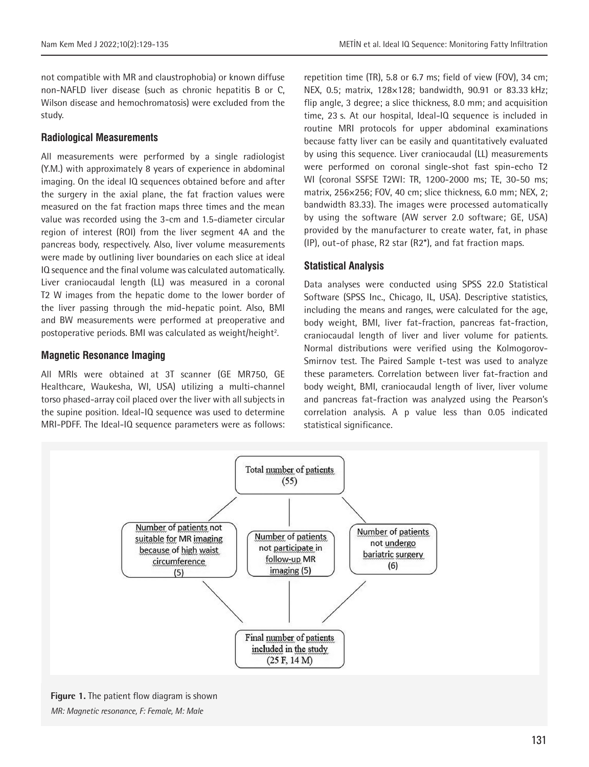not compatible with MR and claustrophobia) or known diffuse non-NAFLD liver disease (such as chronic hepatitis B or C, Wilson disease and hemochromatosis) were excluded from the study.

### Radiological Measurements

All measurements were performed by a single radiologist (Y.M.) with approximately 8 years of experience in abdominal imaging. On the ideal IQ sequences obtained before and after the surgery in the axial plane, the fat fraction values were measured on the fat fraction maps three times and the mean value was recorded using the 3-cm and 1.5-diameter circular region of interest (ROI) from the liver segment 4A and the pancreas body, respectively. Also, liver volume measurements were made by outlining liver boundaries on each slice at ideal IQ sequence and the final volume was calculated automatically. Liver craniocaudal length (LL) was measured in a coronal T2 W images from the hepatic dome to the lower border of the liver passing through the mid-hepatic point. Also, BMI and BW measurements were performed at preoperative and postoperative periods. BMI was calculated as weight/height$^2$.

### Magnetic Resonance Imaging

All MRIs were obtained at 3T scanner (GE MR750, GE Healthcare, Waukesha, WI, USA) utilizing a multi-channel torso phased-array coil placed over the liver with all subjects in the supine position. Ideal-IQ sequence was used to determine MRI-PDFF. The Ideal-IQ sequence parameters were as follows: repetition time (TR), 5.8 or 6.7 ms; field of view (FOV), 34 cm; NEX, 0.5; matrix, 128×128; bandwidth, 90.91 or 83.33 kHz; flip angle, 3 degree; a slice thickness, 8.0 mm; and acquisition time, 23 s. At our hospital, Ideal-IQ sequence is included in routine MRI protocols for upper abdominal examinations because fatty liver can be easily and quantitatively evaluated by using this sequence. Liver craniocaudal (LL) measurements were performed on coronal single-shot fast spin-echo T2 WI (coronal SSFSE T2WI: TR, 1200-2000 ms; TE, 30-50 ms; matrix, 256×256; FOV, 40 cm; slice thickness, 6.0 mm; NEX, 2; bandwidth 83.33). The images were processed automatically by using the software (AW server 2.0 software; GE, USA) provided by the manufacturer to create water, fat, in phase (IP), out-of phase, R2 star (R2*), and fat fraction maps.

### Statistical Analysis

Data analyses were conducted using SPSS 22.0 Statistical Software (SPSS Inc., Chicago, IL, USA). Descriptive statistics, including the means and ranges, were calculated for the age, body weight, BMI, liver fat-fraction, pancreas fat-fraction, craniocaudal length of liver and liver volume for patients. Normal distributions were verified using the Kolmogorov-Smirnov test. The Paired Sample t-test was used to analyze these parameters. Correlation between liver fat-fraction and body weight, BMI, craniocaudal length of liver, liver volume and pancreas fat-fraction was analyzed using the Pearson's correlation analysis. A p value less than 0.05 indicated statistical significance.

Total number of patients (55)

Number of patients not suitable for MR imaging because of high waist circumference (5)

Number of patients not participate in follow-up MR imaging (5)

Number of patients not undergo bariatric surgery (6)

Final number of patients included in the study (25 F, 14 M)

**Figure 1.** The patient flow diagram is shown

*MR: Magnetic resonance, F: Female, M: Male*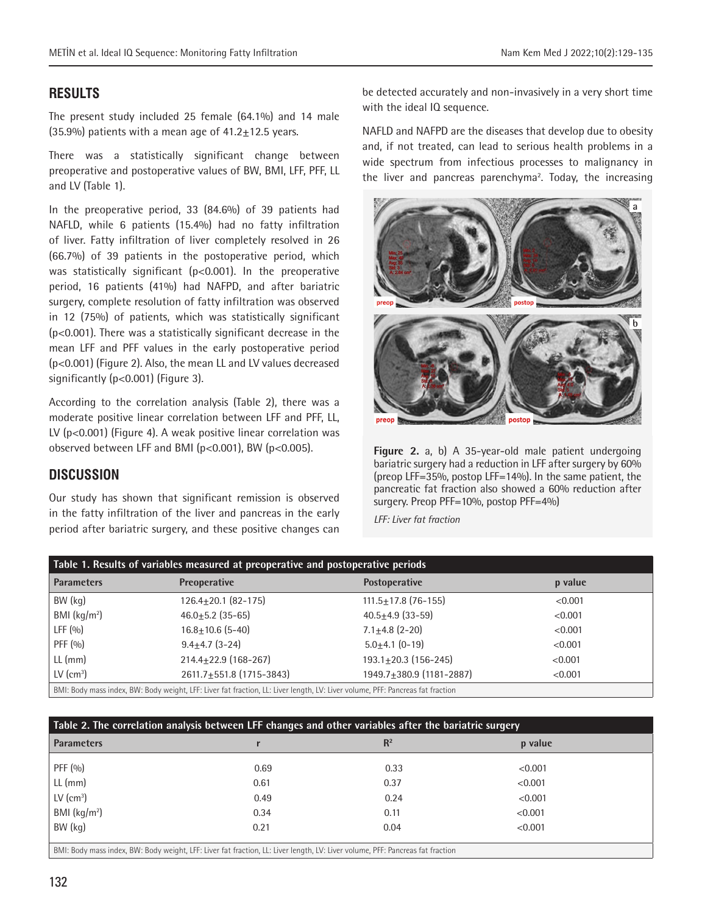## RESULTS

The present study included 25 female (64.1%) and 14 male (35.9%) patients with a mean age of 41.2±12.5 years.

There was a statistically significant change between preoperative and postoperative values of BW, BMI, LFF, PFF, LL and LV (Table 1).

In the preoperative period, 33 (84.6%) of 39 patients had NAFLD, while 6 patients (15.4%) had no fatty infiltration of liver. Fatty infiltration of liver completely resolved in 26 (66.7%) of 39 patients in the postoperative period, which was statistically significant ($p<0.001$). In the preoperative period, 16 patients (41%) had NAFPD, and after bariatric surgery, complete resolution of fatty infiltration was observed in 12 (75%) of patients, which was statistically significant ($p<0.001$). There was a statistically significant decrease in the mean LFF and PFF values in the early postoperative period ($p<0.001$) (Figure 2). Also, the mean LL and LV values decreased significantly ($p<0.001$) (Figure 3).

According to the correlation analysis (Table 2), there was a moderate positive linear correlation between LFF and PFF, LL, LV ($p<0.001$) (Figure 4). A weak positive linear correlation was observed between LFF and BMI ($p<0.001$), BW ($p<0.005$).

## DISCUSSION

Our study has shown that significant remission is observed in the fatty infiltration of the liver and pancreas in the early period after bariatric surgery, and these positive changes can be detected accurately and non-invasively in a very short time with the ideal IQ sequence.

NAFLD and NAFPD are the diseases that develop due to obesity and, if not treated, can lead to serious health problems in a wide spectrum from infectious processes to malignancy in the liver and pancreas parenchyma[2]. Today, the increasing

**Figure 2.** a, b) A 35-year-old male patient undergoing bariatric surgery had a reduction in LFF after surgery by 60% (preop LFF=35%, postop LFF=14%). In the same patient, the pancreatic fat fraction also showed a 60% reduction after surgery. Preop PFF=10%, postop PFF=4%)

*LFF: Liver fat fraction*

**Table 1. Results of variables measured at preoperative and postoperative periods**

| Parameters | Preoperative | Postoperative | p value |
|---|---|---|---|
| BW (kg) | 126.4±20.1 (82-175) | 111.5±17.8 (76-155) | <0.001 |
| BMI (kg/m²) | 46.0±5.2 (35-65) | 40.5±4.9 (33-59) | <0.001 |
| LFF (%) | 16.8±10.6 (5-40) | 7.1±4.8 (2-20) | <0.001 |
| PFF (%) | 9.4±4.7 (3-24) | 5.0±4.1 (0-19) | <0.001 |
| LL (mm) | 214.4±22.9 (168-267) | 193.1±20.3 (156-245) | <0.001 |
| LV (cm³) | 2611.7±551.8 (1715-3843) | 1949.7±380.9 (1181-2887) | <0.001 |

BMI: Body mass index, BW: Body weight, LFF: Liver fat fraction, LL: Liver length, LV: Liver volume, PFF: Pancreas fat fraction

**Table 2. The correlation analysis between LFF changes and other variables after the bariatric surgery**

| Parameters | r | $R^2$ | p value |
|---|---|---|---|
| PFF (%) | 0.69 | 0.33 | <0.001 |
| LL (mm) | 0.61 | 0.37 | <0.001 |
| LV (cm³) | 0.49 | 0.24 | <0.001 |
| BMI (kg/m²) | 0.34 | 0.11 | <0.001 |
| BW (kg) | 0.21 | 0.04 | <0.001 |

BMI: Body mass index, BW: Body weight, LFF: Liver fat fraction, LL: Liver length, LV: Liver volume, PFF: Pancreas fat fraction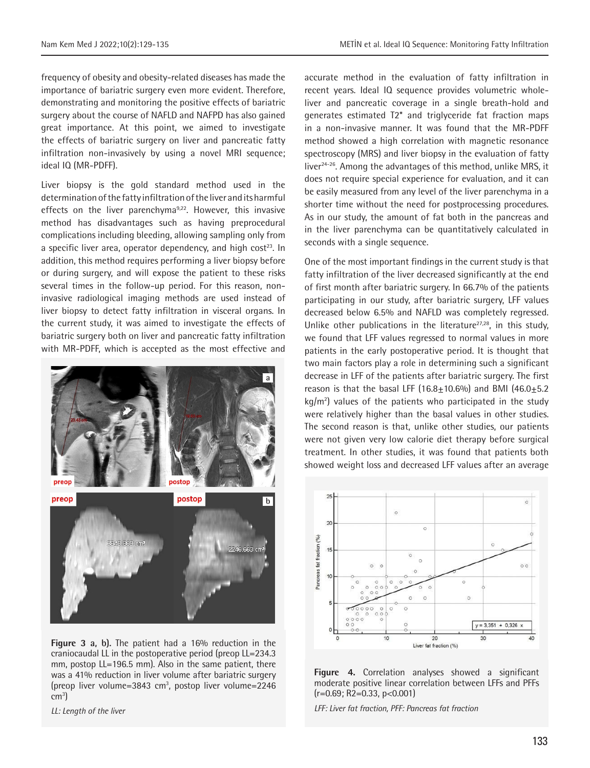frequency of obesity and obesity-related diseases has made the importance of bariatric surgery even more evident. Therefore, demonstrating and monitoring the positive effects of bariatric surgery about the course of NAFLD and NAFPD has also gained great importance. At this point, we aimed to investigate the effects of bariatric surgery on liver and pancreatic fatty infiltration non-invasively by using a novel MRI sequence; ideal IQ (MR-PDFF).

Liver biopsy is the gold standard method used in the determination of the fatty infiltration of the liver and its harmful effects on the liver parenchyma[9,22]. However, this invasive method has disadvantages such as having preprocedural complications including bleeding, allowing sampling only from a specific liver area, operator dependency, and high cost[23]. In addition, this method requires performing a liver biopsy before or during surgery, and will expose the patient to these risks several times in the follow-up period. For this reason, non-invasive radiological imaging methods are used instead of liver biopsy to detect fatty infiltration in visceral organs. In the current study, it was aimed to investigate the effects of bariatric surgery both on liver and pancreatic fatty infiltration with MR-PDFF, which is accepted as the most effective and accurate method in the evaluation of fatty infiltration in recent years. Ideal IQ sequence provides volumetric whole-liver and pancreatic coverage in a single breath-hold and generates estimated T2* and triglyceride fat fraction maps in a non-invasive manner. It was found that the MR-PDFF method showed a high correlation with magnetic resonance spectroscopy (MRS) and liver biopsy in the evaluation of fatty liver[24-26]. Among the advantages of this method, unlike MRS, it does not require special experience for evaluation, and it can be easily measured from any level of the liver parenchyma in a shorter time without the need for postprocessing procedures. As in our study, the amount of fat both in the pancreas and in the liver parenchyma can be quantitatively calculated in seconds with a single sequence.

**Figure 3 a, b).** The patient had a 16% reduction in the craniocaudal LL in the postoperative period (preop LL=234.3 mm, postop LL=196.5 mm). Also in the same patient, there was a 41% reduction in liver volume after bariatric surgery (preop liver volume=3843 cm$^3$, postop liver volume=2246 cm$^3$)

*LL: Length of the liver*

One of the most important findings in the current study is that fatty infiltration of the liver decreased significantly at the end of first month after bariatric surgery. In 66.7% of the patients participating in our study, after bariatric surgery, LFF values decreased below 6.5% and NAFLD was completely regressed. Unlike other publications in the literature[27,28], in this study, we found that LFF values regressed to normal values in more patients in the early postoperative period. It is thought that two main factors play a role in determining such a significant decrease in LFF of the patients after bariatric surgery. The first reason is that the basal LFF (16.8±10.6%) and BMI (46.0±5.2 kg/m$^2$) values of the patients who participated in the study were relatively higher than the basal values in other studies. The second reason is that, unlike other studies, our patients were not given very low calorie diet therapy before surgical treatment. In other studies, it was found that patients both showed weight loss and decreased LFF values after an average

**Figure 4.** Correlation analyses showed a significant moderate positive linear correlation between LFFs and PFFs (r=0.69; R2=0.33, p<0.001)

*LFF: Liver fat fraction, PFF: Pancreas fat fraction*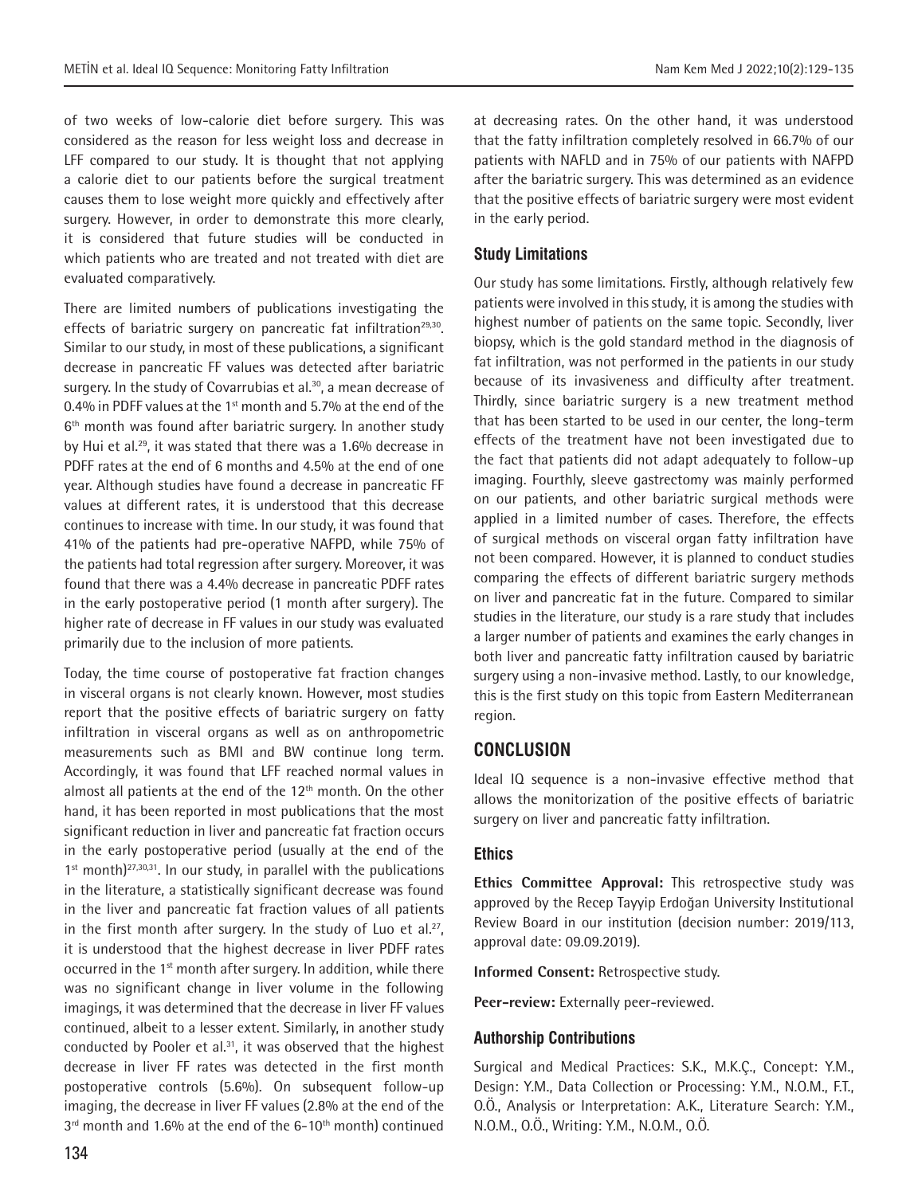of two weeks of low-calorie diet before surgery. This was considered as the reason for less weight loss and decrease in LFF compared to our study. It is thought that not applying a calorie diet to our patients before the surgical treatment causes them to lose weight more quickly and effectively after surgery. However, in order to demonstrate this more clearly, it is considered that future studies will be conducted in which patients who are treated and not treated with diet are evaluated comparatively.

There are limited numbers of publications investigating the effects of bariatric surgery on pancreatic fat infiltration[29,30]. Similar to our study, in most of these publications, a significant decrease in pancreatic FF values was detected after bariatric surgery. In the study of Covarrubias et al.[30], a mean decrease of 0.4% in PDFF values at the 1st month and 5.7% at the end of the 6th month was found after bariatric surgery. In another study by Hui et al.[29], it was stated that there was a 1.6% decrease in PDFF rates at the end of 6 months and 4.5% at the end of one year. Although studies have found a decrease in pancreatic FF values at different rates, it is understood that this decrease continues to increase with time. In our study, it was found that 41% of the patients had pre-operative NAFPD, while 75% of the patients had total regression after surgery. Moreover, it was found that there was a 4.4% decrease in pancreatic PDFF rates in the early postoperative period (1 month after surgery). The higher rate of decrease in FF values in our study was evaluated primarily due to the inclusion of more patients.

Today, the time course of postoperative fat fraction changes in visceral organs is not clearly known. However, most studies report that the positive effects of bariatric surgery on fatty infiltration in visceral organs as well as on anthropometric measurements such as BMI and BW continue long term. Accordingly, it was found that LFF reached normal values in almost all patients at the end of the 12th month. On the other hand, it has been reported in most publications that the most significant reduction in liver and pancreatic fat fraction occurs in the early postoperative period (usually at the end of the 1st month)[27,30,31]. In our study, in parallel with the publications in the literature, a statistically significant decrease was found in the liver and pancreatic fat fraction values of all patients in the first month after surgery. In the study of Luo et al.[27], it is understood that the highest decrease in liver PDFF rates occurred in the 1st month after surgery. In addition, while there was no significant change in liver volume in the following imagings, it was determined that the decrease in liver FF values continued, albeit to a lesser extent. Similarly, in another study conducted by Pooler et al.[31], it was observed that the highest decrease in liver FF rates was detected in the first month postoperative controls (5.6%). On subsequent follow-up imaging, the decrease in liver FF values (2.8% at the end of the 3rd month and 1.6% at the end of the 6-10th month) continued at decreasing rates. On the other hand, it was understood that the fatty infiltration completely resolved in 66.7% of our patients with NAFLD and in 75% of our patients with NAFPD after the bariatric surgery. This was determined as an evidence that the positive effects of bariatric surgery were most evident in the early period.

### Study Limitations

Our study has some limitations. Firstly, although relatively few patients were involved in this study, it is among the studies with highest number of patients on the same topic. Secondly, liver biopsy, which is the gold standard method in the diagnosis of fat infiltration, was not performed in the patients in our study because of its invasiveness and difficulty after treatment. Thirdly, since bariatric surgery is a new treatment method that has been started to be used in our center, the long-term effects of the treatment have not been investigated due to the fact that patients did not adapt adequately to follow-up imaging. Fourthly, sleeve gastrectomy was mainly performed on our patients, and other bariatric surgical methods were applied in a limited number of cases. Therefore, the effects of surgical methods on visceral organ fatty infiltration have not been compared. However, it is planned to conduct studies comparing the effects of different bariatric surgery methods on liver and pancreatic fat in the future. Compared to similar studies in the literature, our study is a rare study that includes a larger number of patients and examines the early changes in both liver and pancreatic fatty infiltration caused by bariatric surgery using a non-invasive method. Lastly, to our knowledge, this is the first study on this topic from Eastern Mediterranean region.

## CONCLUSION

Ideal IQ sequence is a non-invasive effective method that allows the monitorization of the positive effects of bariatric surgery on liver and pancreatic fatty infiltration.

### Ethics

**Ethics Committee Approval:** This retrospective study was approved by the Recep Tayyip Erdoğan University Institutional Review Board in our institution (decision number: 2019/113, approval date: 09.09.2019).

**Informed Consent:** Retrospective study.

**Peer-review:** Externally peer-reviewed.

### Authorship Contributions

Surgical and Medical Practices: S.K., M.K.Ç., Concept: Y.M., Design: Y.M., Data Collection or Processing: Y.M., N.O.M., F.T., O.Ö., Analysis or Interpretation: A.K., Literature Search: Y.M., N.O.M., O.Ö., Writing: Y.M., N.O.M., O.Ö.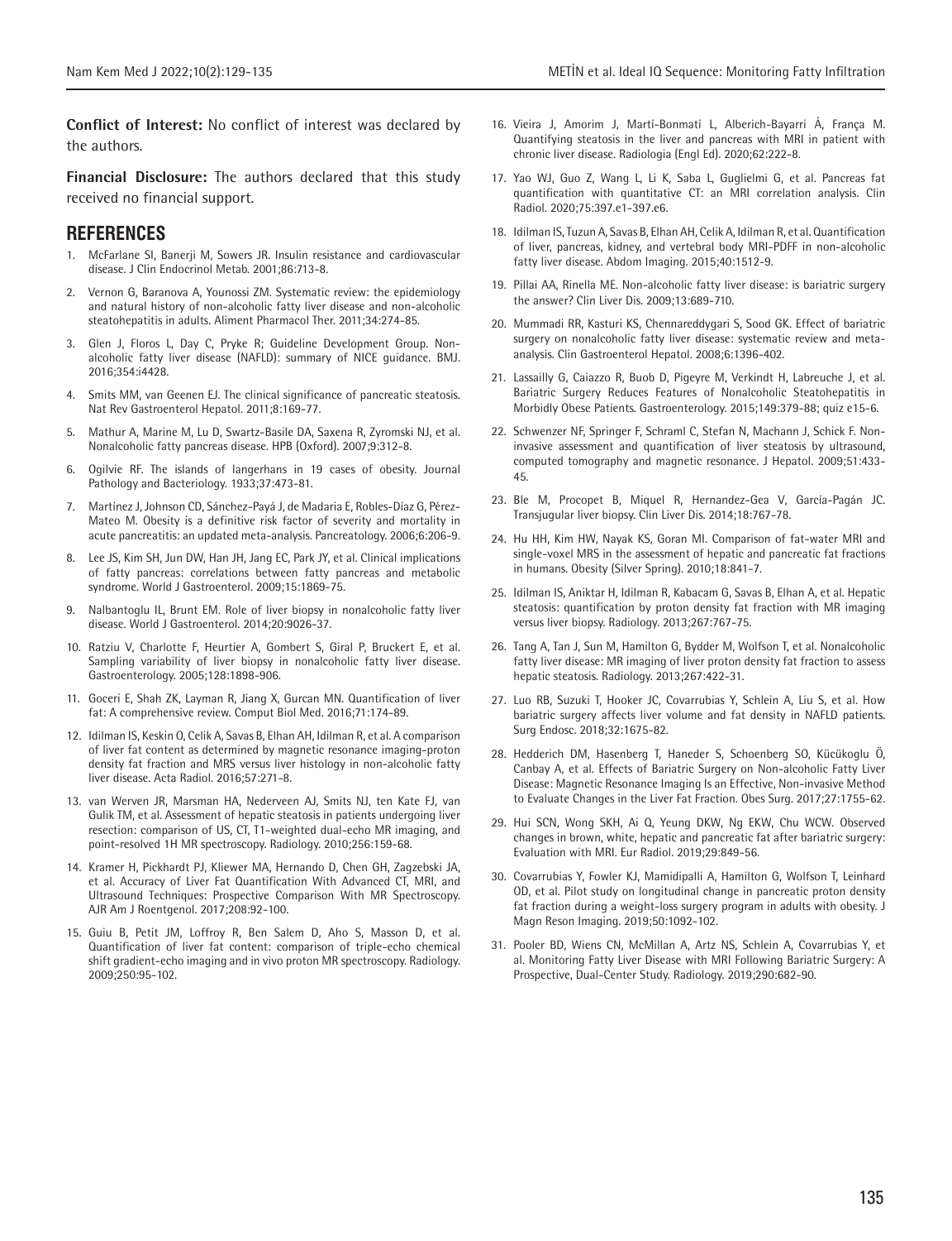**Conflict of Interest:** No conflict of interest was declared by the authors.

**Financial Disclosure:** The authors declared that this study received no financial support.

## REFERENCES

1. McFarlane SI, Banerji M, Sowers JR. Insulin resistance and cardiovascular disease. J Clin Endocrinol Metab. 2001;86:713-8.
2. Vernon G, Baranova A, Younossi ZM. Systematic review: the epidemiology and natural history of non-alcoholic fatty liver disease and non-alcoholic steatohepatitis in adults. Aliment Pharmacol Ther. 2011;34:274-85.
3. Glen J, Floros L, Day C, Pryke R; Guideline Development Group. Non-alcoholic fatty liver disease (NAFLD): summary of NICE guidance. BMJ. 2016;354:i4428.
4. Smits MM, van Geenen EJ. The clinical significance of pancreatic steatosis. Nat Rev Gastroenterol Hepatol. 2011;8:169-77.
5. Mathur A, Marine M, Lu D, Swartz-Basile DA, Saxena R, Zyromski NJ, et al. Nonalcoholic fatty pancreas disease. HPB (Oxford). 2007;9:312-8.
6. Ogilvie RF. The islands of langerhans in 19 cases of obesity. Journal Pathology and Bacteriology. 1933;37:473-81.
7. Martínez J, Johnson CD, Sánchez-Payá J, de Madaria E, Robles-Díaz G, Pérez-Mateo M. Obesity is a definitive risk factor of severity and mortality in acute pancreatitis: an updated meta-analysis. Pancreatology. 2006;6:206-9.
8. Lee JS, Kim SH, Jun DW, Han JH, Jang EC, Park JY, et al. Clinical implications of fatty pancreas: correlations between fatty pancreas and metabolic syndrome. World J Gastroenterol. 2009;15:1869-75.
9. Nalbantoglu IL, Brunt EM. Role of liver biopsy in nonalcoholic fatty liver disease. World J Gastroenterol. 2014;20:9026-37.
10. Ratziu V, Charlotte F, Heurtier A, Gombert S, Giral P, Bruckert E, et al. Sampling variability of liver biopsy in nonalcoholic fatty liver disease. Gastroenterology. 2005;128:1898-906.
11. Goceri E, Shah ZK, Layman R, Jiang X, Gurcan MN. Quantification of liver fat: A comprehensive review. Comput Biol Med. 2016;71:174-89.
12. Idilman IS, Keskin O, Celik A, Savas B, Elhan AH, Idilman R, et al. A comparison of liver fat content as determined by magnetic resonance imaging-proton density fat fraction and MRS versus liver histology in non-alcoholic fatty liver disease. Acta Radiol. 2016;57:271-8.
13. van Werven JR, Marsman HA, Nederveen AJ, Smits NJ, ten Kate FJ, van Gulik TM, et al. Assessment of hepatic steatosis in patients undergoing liver resection: comparison of US, CT, T1-weighted dual-echo MR imaging, and point-resolved 1H MR spectroscopy. Radiology. 2010;256:159-68.
14. Kramer H, Pickhardt PJ, Kliewer MA, Hernando D, Chen GH, Zagzebski JA, et al. Accuracy of Liver Fat Quantification With Advanced CT, MRI, and Ultrasound Techniques: Prospective Comparison With MR Spectroscopy. AJR Am J Roentgenol. 2017;208:92-100.
15. Guiu B, Petit JM, Loffroy R, Ben Salem D, Aho S, Masson D, et al. Quantification of liver fat content: comparison of triple-echo chemical shift gradient-echo imaging and in vivo proton MR spectroscopy. Radiology. 2009;250:95-102.
16. Vieira J, Amorim J, Martí-Bonmatí L, Alberich-Bayarri Á, França M. Quantifying steatosis in the liver and pancreas with MRI in patient with chronic liver disease. Radiologia (Engl Ed). 2020;62:222-8.
17. Yao WJ, Guo Z, Wang L, Li K, Saba L, Guglielmi G, et al. Pancreas fat quantification with quantitative CT: an MRI correlation analysis. Clin Radiol. 2020;75:397.e1-397.e6.
18. Idilman IS, Tuzun A, Savas B, Elhan AH, Celik A, Idilman R, et al. Quantification of liver, pancreas, kidney, and vertebral body MRI-PDFF in non-alcoholic fatty liver disease. Abdom Imaging. 2015;40:1512-9.
19. Pillai AA, Rinella ME. Non-alcoholic fatty liver disease: is bariatric surgery the answer? Clin Liver Dis. 2009;13:689-710.
20. Mummadi RR, Kasturi KS, Chennareddygari S, Sood GK. Effect of bariatric surgery on nonalcoholic fatty liver disease: systematic review and meta-analysis. Clin Gastroenterol Hepatol. 2008;6:1396-402.
21. Lassailly G, Caiazzo R, Buob D, Pigeyre M, Verkindt H, Labreuche J, et al. Bariatric Surgery Reduces Features of Nonalcoholic Steatohepatitis in Morbidly Obese Patients. Gastroenterology. 2015;149:379-88; quiz e15-6.
22. Schwenzer NF, Springer F, Schraml C, Stefan N, Machann J, Schick F. Non-invasive assessment and quantification of liver steatosis by ultrasound, computed tomography and magnetic resonance. J Hepatol. 2009;51:433-45.
23. Ble M, Procopet B, Miquel R, Hernandez-Gea V, García-Pagán JC. Transjugular liver biopsy. Clin Liver Dis. 2014;18:767-78.
24. Hu HH, Kim HW, Nayak KS, Goran MI. Comparison of fat-water MRI and single-voxel MRS in the assessment of hepatic and pancreatic fat fractions in humans. Obesity (Silver Spring). 2010;18:841-7.
25. Idilman IS, Aniktar H, Idilman R, Kabacam G, Savas B, Elhan A, et al. Hepatic steatosis: quantification by proton density fat fraction with MR imaging versus liver biopsy. Radiology. 2013;267:767-75.
26. Tang A, Tan J, Sun M, Hamilton G, Bydder M, Wolfson T, et al. Nonalcoholic fatty liver disease: MR imaging of liver proton density fat fraction to assess hepatic steatosis. Radiology. 2013;267:422-31.
27. Luo RB, Suzuki T, Hooker JC, Covarrubias Y, Schlein A, Liu S, et al. How bariatric surgery affects liver volume and fat density in NAFLD patients. Surg Endosc. 2018;32:1675-82.
28. Hedderich DM, Hasenberg T, Haneder S, Schoenberg SO, Kücükoglu Ö, Canbay A, et al. Effects of Bariatric Surgery on Non-alcoholic Fatty Liver Disease: Magnetic Resonance Imaging Is an Effective, Non-invasive Method to Evaluate Changes in the Liver Fat Fraction. Obes Surg. 2017;27:1755-62.
29. Hui SCN, Wong SKH, Ai Q, Yeung DKW, Ng EKW, Chu WCW. Observed changes in brown, white, hepatic and pancreatic fat after bariatric surgery: Evaluation with MRI. Eur Radiol. 2019;29:849-56.
30. Covarrubias Y, Fowler KJ, Mamidipalli A, Hamilton G, Wolfson T, Leinhard OD, et al. Pilot study on longitudinal change in pancreatic proton density fat fraction during a weight-loss surgery program in adults with obesity. J Magn Reson Imaging. 2019;50:1092-102.
31. Pooler BD, Wiens CN, McMillan A, Artz NS, Schlein A, Covarrubias Y, et al. Monitoring Fatty Liver Disease with MRI Following Bariatric Surgery: A Prospective, Dual-Center Study. Radiology. 2019;290:682-90.